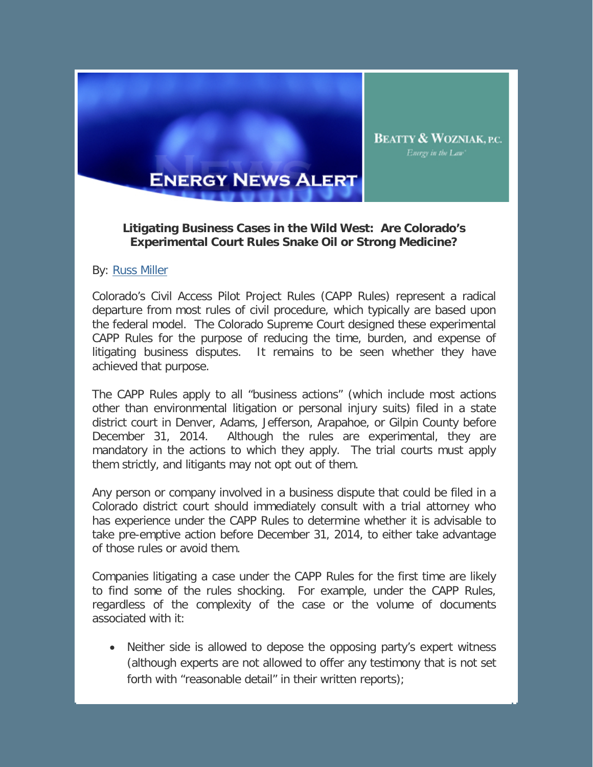# Energy News Alert

**Beatty & Wozniak, P.C.**
*Energy in the Law*

**Litigating Business Cases in the Wild West: Are Colorado's Experimental Court Rules Snake Oil or Strong Medicine?**

By: Russ Miller

Colorado's Civil Access Pilot Project Rules (CAPP Rules) represent a radical departure from most rules of civil procedure, which typically are based upon the federal model. The Colorado Supreme Court designed these experimental CAPP Rules for the purpose of reducing the time, burden, and expense of litigating business disputes. It remains to be seen whether they have achieved that purpose.

The CAPP Rules apply to all "business actions" (which include most actions other than environmental litigation or personal injury suits) filed in a state district court in Denver, Adams, Jefferson, Arapahoe, or Gilpin County before December 31, 2014. Although the rules are experimental, they are mandatory in the actions to which they apply. The trial courts must apply them strictly, and litigants may not opt out of them.

Any person or company involved in a business dispute that could be filed in a Colorado district court should immediately consult with a trial attorney who has experience under the CAPP Rules to determine whether it is advisable to take pre-emptive action before December 31, 2014, to either take advantage of those rules or avoid them.

Companies litigating a case under the CAPP Rules for the first time are likely to find some of the rules shocking. For example, under the CAPP Rules, regardless of the complexity of the case or the volume of documents associated with it:

- Neither side is allowed to depose the opposing party's expert witness (although experts are not allowed to offer any testimony that is not set forth with "reasonable detail" in their written reports);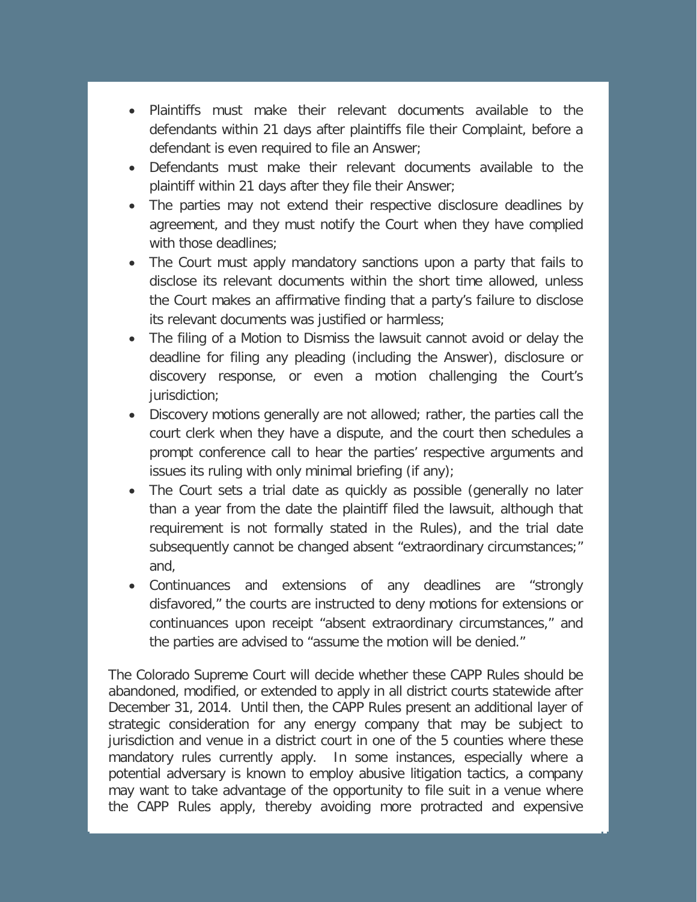- Plaintiffs must make their relevant documents available to the defendants within 21 days after plaintiffs file their Complaint, before a defendant is even required to file an Answer;
- Defendants must make their relevant documents available to the plaintiff within 21 days after they file their Answer;
- The parties may not extend their respective disclosure deadlines by agreement, and they must notify the Court when they have complied with those deadlines;
- The Court must apply mandatory sanctions upon a party that fails to disclose its relevant documents within the short time allowed, unless the Court makes an affirmative finding that a party's failure to disclose its relevant documents was justified or harmless;
- The filing of a Motion to Dismiss the lawsuit cannot avoid or delay the deadline for filing any pleading (including the Answer), disclosure or discovery response, or even a motion challenging the Court's jurisdiction;
- Discovery motions generally are not allowed; rather, the parties call the court clerk when they have a dispute, and the court then schedules a prompt conference call to hear the parties' respective arguments and issues its ruling with only minimal briefing (if any);
- The Court sets a trial date as quickly as possible (generally no later than a year from the date the plaintiff filed the lawsuit, although that requirement is not formally stated in the Rules), and the trial date subsequently cannot be changed absent "extraordinary circumstances;" and,
- Continuances and extensions of any deadlines are "strongly disfavored," the courts are instructed to deny motions for extensions or continuances upon receipt "absent extraordinary circumstances," and the parties are advised to "assume the motion will be denied."

The Colorado Supreme Court will decide whether these CAPP Rules should be abandoned, modified, or extended to apply in all district courts statewide after December 31, 2014. Until then, the CAPP Rules present an additional layer of strategic consideration for any energy company that may be subject to jurisdiction and venue in a district court in one of the 5 counties where these mandatory rules currently apply. In some instances, especially where a potential adversary is known to employ abusive litigation tactics, a company may want to take advantage of the opportunity to file suit in a venue where the CAPP Rules apply, thereby avoiding more protracted and expensive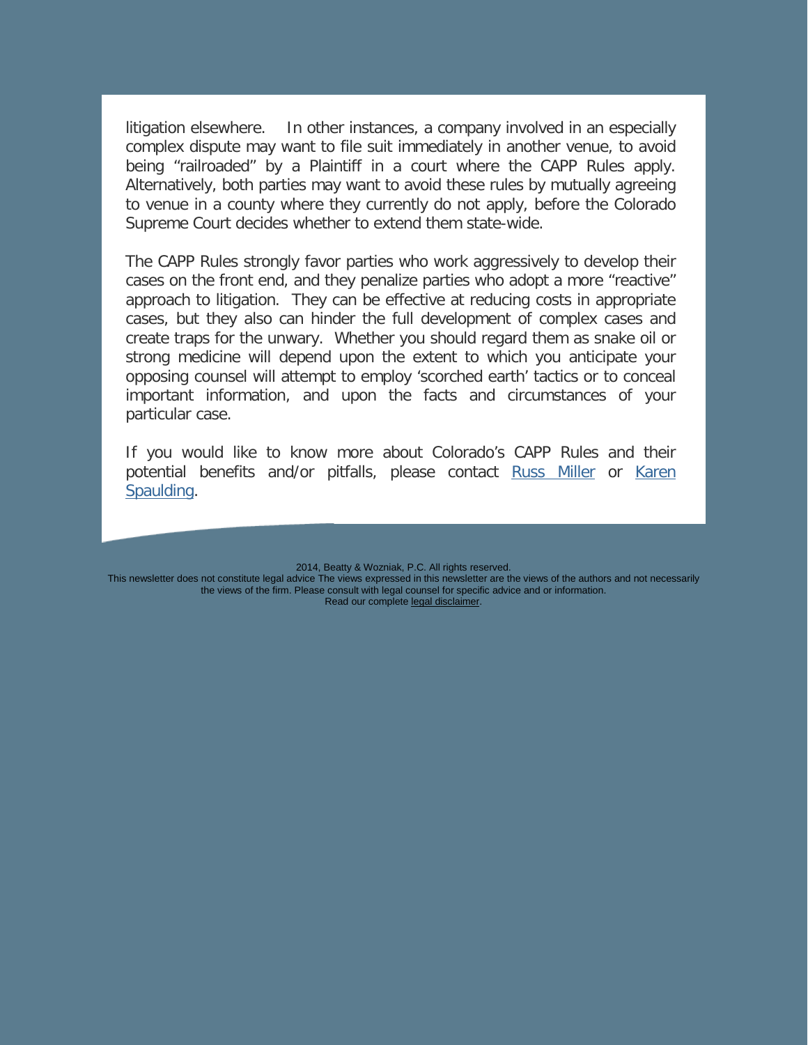litigation elsewhere. In other instances, a company involved in an especially complex dispute may want to file suit immediately in another venue, to avoid being "railroaded" by a Plaintiff in a court where the CAPP Rules apply. Alternatively, both parties may want to avoid these rules by mutually agreeing to venue in a county where they currently do not apply, before the Colorado Supreme Court decides whether to extend them state-wide.

The CAPP Rules strongly favor parties who work aggressively to develop their cases on the front end, and they penalize parties who adopt a more "reactive" approach to litigation. They can be effective at reducing costs in appropriate cases, but they also can hinder the full development of complex cases and create traps for the unwary. Whether you should regard them as snake oil or strong medicine will depend upon the extent to which you anticipate your opposing counsel will attempt to employ 'scorched earth' tactics or to conceal important information, and upon the facts and circumstances of your particular case.

If you would like to know more about Colorado's CAPP Rules and their potential benefits and/or pitfalls, please contact Russ Miller or Karen Spaulding.

2014, Beatty & Wozniak, P.C. All rights reserved.
This newsletter does not constitute legal advice The views expressed in this newsletter are the views of the authors and not necessarily the views of the firm. Please consult with legal counsel for specific advice and or information.
Read our complete legal disclaimer.